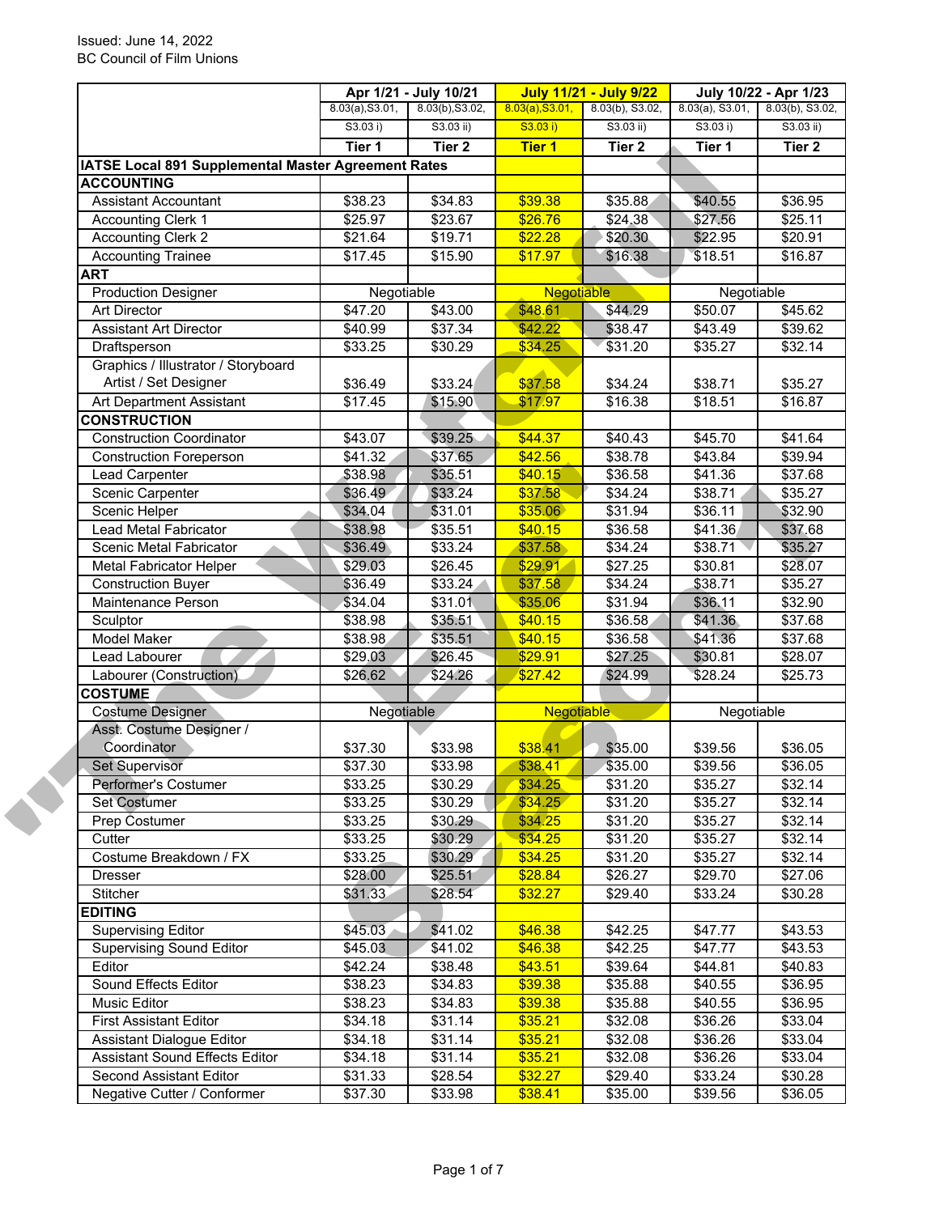Issued: June 14, 2022
BC Council of Film Unions

| | Apr 1/21 - July 10/21 | | July 11/21 - July 9/22 | | July 10/22 - Apr 1/23 | |
|---|---|---|---|---|---|---|
| | 8.03(a),S3.01, S3.03 i) | 8.03(b),S3.02, S3.03 ii) | 8.03(a),S3.01, S3.03 i) | 8.03(b), S3.02, S3.03 ii) | 8.03(a), S3.01, S3.03 i) | 8.03(b), S3.02, S3.03 ii) |
| | Tier 1 | Tier 2 | Tier 1 | Tier 2 | Tier 1 | Tier 2 |
| **IATSE Local 891 Supplemental Master Agreement Rates** | | | | | | |
| **ACCOUNTING** | | | | | | |
| Assistant Accountant | $38.23 | $34.83 | $39.38 | $35.88 | $40.55 | $36.95 |
| Accounting Clerk 1 | $25.97 | $23.67 | $26.76 | $24.38 | $27.56 | $25.11 |
| Accounting Clerk 2 | $21.64 | $19.71 | $22.28 | $20.30 | $22.95 | $20.91 |
| Accounting Trainee | $17.45 | $15.90 | $17.97 | $16.38 | $18.51 | $16.87 |
| **ART** | | | | | | |
| Production Designer | Negotiable | | Negotiable | | Negotiable | |
| Art Director | $47.20 | $43.00 | $48.61 | $44.29 | $50.07 | $45.62 |
| Assistant Art Director | $40.99 | $37.34 | $42.22 | $38.47 | $43.49 | $39.62 |
| Draftsperson | $33.25 | $30.29 | $34.25 | $31.20 | $35.27 | $32.14 |
| Graphics / Illustrator / Storyboard Artist / Set Designer | $36.49 | $33.24 | $37.58 | $34.24 | $38.71 | $35.27 |
| Art Department Assistant | $17.45 | $15.90 | $17.97 | $16.38 | $18.51 | $16.87 |
| **CONSTRUCTION** | | | | | | |
| Construction Coordinator | $43.07 | $39.25 | $44.37 | $40.43 | $45.70 | $41.64 |
| Construction Foreperson | $41.32 | $37.65 | $42.56 | $38.78 | $43.84 | $39.94 |
| Lead Carpenter | $38.98 | $35.51 | $40.15 | $36.58 | $41.36 | $37.68 |
| Scenic Carpenter | $36.49 | $33.24 | $37.58 | $34.24 | $38.71 | $35.27 |
| Scenic Helper | $34.04 | $31.01 | $35.06 | $31.94 | $36.11 | $32.90 |
| Lead Metal Fabricator | $38.98 | $35.51 | $40.15 | $36.58 | $41.36 | $37.68 |
| Scenic Metal Fabricator | $36.49 | $33.24 | $37.58 | $34.24 | $38.71 | $35.27 |
| Metal Fabricator Helper | $29.03 | $26.45 | $29.91 | $27.25 | $30.81 | $28.07 |
| Construction Buyer | $36.49 | $33.24 | $37.58 | $34.24 | $38.71 | $35.27 |
| Maintenance Person | $34.04 | $31.01 | $35.06 | $31.94 | $36.11 | $32.90 |
| Sculptor | $38.98 | $35.51 | $40.15 | $36.58 | $41.36 | $37.68 |
| Model Maker | $38.98 | $35.51 | $40.15 | $36.58 | $41.36 | $37.68 |
| Lead Labourer | $29.03 | $26.45 | $29.91 | $27.25 | $30.81 | $28.07 |
| Labourer (Construction) | $26.62 | $24.26 | $27.42 | $24.99 | $28.24 | $25.73 |
| **COSTUME** | | | | | | |
| Costume Designer | Negotiable | | Negotiable | | Negotiable | |
| Asst. Costume Designer / Coordinator | $37.30 | $33.98 | $38.41 | $35.00 | $39.56 | $36.05 |
| Set Supervisor | $37.30 | $33.98 | $38.41 | $35.00 | $39.56 | $36.05 |
| Performer's Costumer | $33.25 | $30.29 | $34.25 | $31.20 | $35.27 | $32.14 |
| Set Costumer | $33.25 | $30.29 | $34.25 | $31.20 | $35.27 | $32.14 |
| Prep Costumer | $33.25 | $30.29 | $34.25 | $31.20 | $35.27 | $32.14 |
| Cutter | $33.25 | $30.29 | $34.25 | $31.20 | $35.27 | $32.14 |
| Costume Breakdown / FX | $33.25 | $30.29 | $34.25 | $31.20 | $35.27 | $32.14 |
| Dresser | $28.00 | $25.51 | $28.84 | $26.27 | $29.70 | $27.06 |
| Stitcher | $31.33 | $28.54 | $32.27 | $29.40 | $33.24 | $30.28 |
| **EDITING** | | | | | | |
| Supervising Editor | $45.03 | $41.02 | $46.38 | $42.25 | $47.77 | $43.53 |
| Supervising Sound Editor | $45.03 | $41.02 | $46.38 | $42.25 | $47.77 | $43.53 |
| Editor | $42.24 | $38.48 | $43.51 | $39.64 | $44.81 | $40.83 |
| Sound Effects Editor | $38.23 | $34.83 | $39.38 | $35.88 | $40.55 | $36.95 |
| Music Editor | $38.23 | $34.83 | $39.38 | $35.88 | $40.55 | $36.95 |
| First Assistant Editor | $34.18 | $31.14 | $35.21 | $32.08 | $36.26 | $33.04 |
| Assistant Dialogue Editor | $34.18 | $31.14 | $35.21 | $32.08 | $36.26 | $33.04 |
| Assistant Sound Effects Editor | $34.18 | $31.14 | $35.21 | $32.08 | $36.26 | $33.04 |
| Second Assistant Editor | $31.33 | $28.54 | $32.27 | $29.40 | $33.24 | $30.28 |
| Negative Cutter / Conformer | $37.30 | $33.98 | $38.41 | $35.00 | $39.56 | $36.05 |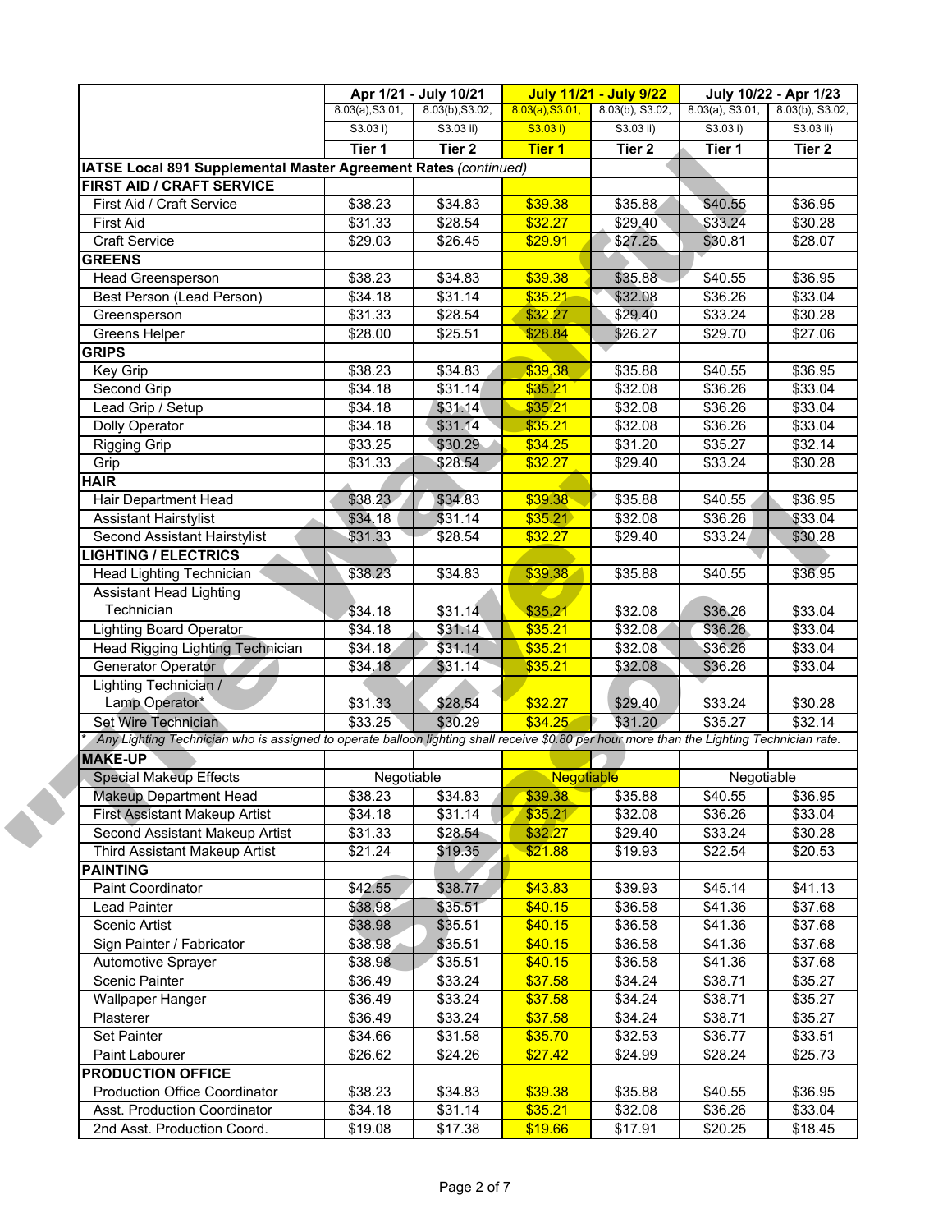| | Apr 1/21 - July 10/21 | | July 11/21 - July 9/22 | | July 10/22 - Apr 1/23 | |
|---|---|---|---|---|---|---|
| | 8.03(a),S3.01, S3.03 i) | 8.03(b),S3.02, S3.03 ii) | 8.03(a),S3.01, S3.03 i) | 8.03(b), S3.02, S3.03 ii) | 8.03(a), S3.01, S3.03 i) | 8.03(b), S3.02, S3.03 ii) |
| | **Tier 1** | **Tier 2** | **Tier 1** | **Tier 2** | **Tier 1** | **Tier 2** |
| **IATSE Local 891 Supplemental Master Agreement Rates** *(continued)* | | | | | | |
| **FIRST AID / CRAFT SERVICE** | | | | | | |
| First Aid / Craft Service | $38.23 | $34.83 | $39.38 | $35.88 | $40.55 | $36.95 |
| First Aid | $31.33 | $28.54 | $32.27 | $29.40 | $33.24 | $30.28 |
| Craft Service | $29.03 | $26.45 | $29.91 | $27.25 | $30.81 | $28.07 |
| **GREENS** | | | | | | |
| Head Greensperson | $38.23 | $34.83 | $39.38 | $35.88 | $40.55 | $36.95 |
| Best Person (Lead Person) | $34.18 | $31.14 | $35.21 | $32.08 | $36.26 | $33.04 |
| Greensperson | $31.33 | $28.54 | $32.27 | $29.40 | $33.24 | $30.28 |
| Greens Helper | $28.00 | $25.51 | $28.84 | $26.27 | $29.70 | $27.06 |
| **GRIPS** | | | | | | |
| Key Grip | $38.23 | $34.83 | $39.38 | $35.88 | $40.55 | $36.95 |
| Second Grip | $34.18 | $31.14 | $35.21 | $32.08 | $36.26 | $33.04 |
| Lead Grip / Setup | $34.18 | $31.14 | $35.21 | $32.08 | $36.26 | $33.04 |
| Dolly Operator | $34.18 | $31.14 | $35.21 | $32.08 | $36.26 | $33.04 |
| Rigging Grip | $33.25 | $30.29 | $34.25 | $31.20 | $35.27 | $32.14 |
| Grip | $31.33 | $28.54 | $32.27 | $29.40 | $33.24 | $30.28 |
| **HAIR** | | | | | | |
| Hair Department Head | $38.23 | $34.83 | $39.38 | $35.88 | $40.55 | $36.95 |
| Assistant Hairstylist | $34.18 | $31.14 | $35.21 | $32.08 | $36.26 | $33.04 |
| Second Assistant Hairstylist | $31.33 | $28.54 | $32.27 | $29.40 | $33.24 | $30.28 |
| **LIGHTING / ELECTRICS** | | | | | | |
| Head Lighting Technician | $38.23 | $34.83 | $39.38 | $35.88 | $40.55 | $36.95 |
| Assistant Head Lighting Technician | $34.18 | $31.14 | $35.21 | $32.08 | $36.26 | $33.04 |
| Lighting Board Operator | $34.18 | $31.14 | $35.21 | $32.08 | $36.26 | $33.04 |
| Head Rigging Lighting Technician | $34.18 | $31.14 | $35.21 | $32.08 | $36.26 | $33.04 |
| Generator Operator | $34.18 | $31.14 | $35.21 | $32.08 | $36.26 | $33.04 |
| Lighting Technician / Lamp Operator* | $31.33 | $28.54 | $32.27 | $29.40 | $33.24 | $30.28 |
| Set Wire Technician | $33.25 | $30.29 | $34.25 | $31.20 | $35.27 | $32.14 |
| * *Any Lighting Technician who is assigned to operate balloon lighting shall receive $0.80 per hour more than the Lighting Technician rate.* | | | | | | |
| **MAKE-UP** | | | | | | |
| Special Makeup Effects | Negotiable | | Negotiable | | Negotiable | |
| Makeup Department Head | $38.23 | $34.83 | $39.38 | $35.88 | $40.55 | $36.95 |
| First Assistant Makeup Artist | $34.18 | $31.14 | $35.21 | $32.08 | $36.26 | $33.04 |
| Second Assistant Makeup Artist | $31.33 | $28.54 | $32.27 | $29.40 | $33.24 | $30.28 |
| Third Assistant Makeup Artist | $21.24 | $19.35 | $21.88 | $19.93 | $22.54 | $20.53 |
| **PAINTING** | | | | | | |
| Paint Coordinator | $42.55 | $38.77 | $43.83 | $39.93 | $45.14 | $41.13 |
| Lead Painter | $38.98 | $35.51 | $40.15 | $36.58 | $41.36 | $37.68 |
| Scenic Artist | $38.98 | $35.51 | $40.15 | $36.58 | $41.36 | $37.68 |
| Sign Painter / Fabricator | $38.98 | $35.51 | $40.15 | $36.58 | $41.36 | $37.68 |
| Automotive Sprayer | $38.98 | $35.51 | $40.15 | $36.58 | $41.36 | $37.68 |
| Scenic Painter | $36.49 | $33.24 | $37.58 | $34.24 | $38.71 | $35.27 |
| Wallpaper Hanger | $36.49 | $33.24 | $37.58 | $34.24 | $38.71 | $35.27 |
| Plasterer | $36.49 | $33.24 | $37.58 | $34.24 | $38.71 | $35.27 |
| Set Painter | $34.66 | $31.58 | $35.70 | $32.53 | $36.77 | $33.51 |
| Paint Labourer | $26.62 | $24.26 | $27.42 | $24.99 | $28.24 | $25.73 |
| **PRODUCTION OFFICE** | | | | | | |
| Production Office Coordinator | $38.23 | $34.83 | $39.38 | $35.88 | $40.55 | $36.95 |
| Asst. Production Coordinator | $34.18 | $31.14 | $35.21 | $32.08 | $36.26 | $33.04 |
| 2nd Asst. Production Coord. | $19.08 | $17.38 | $19.66 | $17.91 | $20.25 | $18.45 |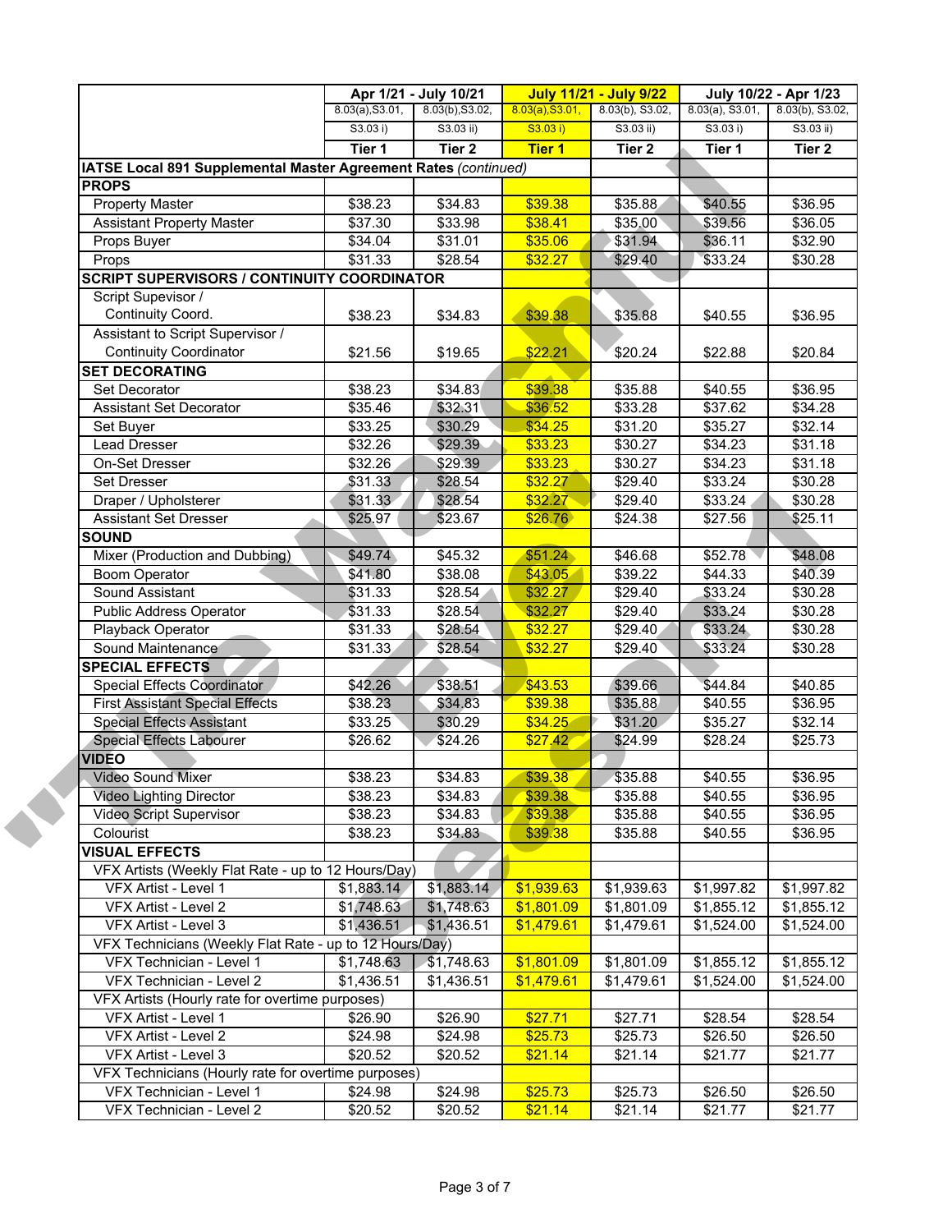| | Apr 1/21 - July 10/21 | | July 11/21 - July 9/22 | | July 10/22 - Apr 1/23 | |
|---|---|---|---|---|---|---|
| | 8.03(a),S3.01, S3.03 i) | 8.03(b),S3.02, S3.03 ii) | 8.03(a),S3.01, S3.03 i) | 8.03(b), S3.02, S3.03 ii) | 8.03(a), S3.01, S3.03 i) | 8.03(b), S3.02, S3.03 ii) |
| | **Tier 1** | **Tier 2** | **Tier 1** | **Tier 2** | **Tier 1** | **Tier 2** |
| **IATSE Local 891 Supplemental Master Agreement Rates** *(continued)* | | | | | | |
| **PROPS** | | | | | | |
| Property Master | $38.23 | $34.83 | $39.38 | $35.88 | $40.55 | $36.95 |
| Assistant Property Master | $37.30 | $33.98 | $38.41 | $35.00 | $39.56 | $36.05 |
| Props Buyer | $34.04 | $31.01 | $35.06 | $31.94 | $36.11 | $32.90 |
| Props | $31.33 | $28.54 | $32.27 | $29.40 | $33.24 | $30.28 |
| **SCRIPT SUPERVISORS / CONTINUITY COORDINATOR** | | | | | | |
| Script Supevisor / Continuity Coord. | $38.23 | $34.83 | $39.38 | $35.88 | $40.55 | $36.95 |
| Assistant to Script Supervisor / Continuity Coordinator | $21.56 | $19.65 | $22.21 | $20.24 | $22.88 | $20.84 |
| **SET DECORATING** | | | | | | |
| Set Decorator | $38.23 | $34.83 | $39.38 | $35.88 | $40.55 | $36.95 |
| Assistant Set Decorator | $35.46 | $32.31 | $36.52 | $33.28 | $37.62 | $34.28 |
| Set Buyer | $33.25 | $30.29 | $34.25 | $31.20 | $35.27 | $32.14 |
| Lead Dresser | $32.26 | $29.39 | $33.23 | $30.27 | $34.23 | $31.18 |
| On-Set Dresser | $32.26 | $29.39 | $33.23 | $30.27 | $34.23 | $31.18 |
| Set Dresser | $31.33 | $28.54 | $32.27 | $29.40 | $33.24 | $30.28 |
| Draper / Upholsterer | $31.33 | $28.54 | $32.27 | $29.40 | $33.24 | $30.28 |
| Assistant Set Dresser | $25.97 | $23.67 | $26.76 | $24.38 | $27.56 | $25.11 |
| **SOUND** | | | | | | |
| Mixer (Production and Dubbing) | $49.74 | $45.32 | $51.24 | $46.68 | $52.78 | $48.08 |
| Boom Operator | $41.80 | $38.08 | $43.05 | $39.22 | $44.33 | $40.39 |
| Sound Assistant | $31.33 | $28.54 | $32.27 | $29.40 | $33.24 | $30.28 |
| Public Address Operator | $31.33 | $28.54 | $32.27 | $29.40 | $33.24 | $30.28 |
| Playback Operator | $31.33 | $28.54 | $32.27 | $29.40 | $33.24 | $30.28 |
| Sound Maintenance | $31.33 | $28.54 | $32.27 | $29.40 | $33.24 | $30.28 |
| **SPECIAL EFFECTS** | | | | | | |
| Special Effects Coordinator | $42.26 | $38.51 | $43.53 | $39.66 | $44.84 | $40.85 |
| First Assistant Special Effects | $38.23 | $34.83 | $39.38 | $35.88 | $40.55 | $36.95 |
| Special Effects Assistant | $33.25 | $30.29 | $34.25 | $31.20 | $35.27 | $32.14 |
| Special Effects Labourer | $26.62 | $24.26 | $27.42 | $24.99 | $28.24 | $25.73 |
| **VIDEO** | | | | | | |
| Video Sound Mixer | $38.23 | $34.83 | $39.38 | $35.88 | $40.55 | $36.95 |
| Video Lighting Director | $38.23 | $34.83 | $39.38 | $35.88 | $40.55 | $36.95 |
| Video Script Supervisor | $38.23 | $34.83 | $39.38 | $35.88 | $40.55 | $36.95 |
| Colourist | $38.23 | $34.83 | $39.38 | $35.88 | $40.55 | $36.95 |
| **VISUAL EFFECTS** | | | | | | |
| VFX Artists (Weekly Flat Rate - up to 12 Hours/Day) | | | | | | |
| VFX Artist - Level 1 | $1,883.14 | $1,883.14 | $1,939.63 | $1,939.63 | $1,997.82 | $1,997.82 |
| VFX Artist - Level 2 | $1,748.63 | $1,748.63 | $1,801.09 | $1,801.09 | $1,855.12 | $1,855.12 |
| VFX Artist - Level 3 | $1,436.51 | $1,436.51 | $1,479.61 | $1,479.61 | $1,524.00 | $1,524.00 |
| VFX Technicians (Weekly Flat Rate - up to 12 Hours/Day) | | | | | | |
| VFX Technician - Level 1 | $1,748.63 | $1,748.63 | $1,801.09 | $1,801.09 | $1,855.12 | $1,855.12 |
| VFX Technician - Level 2 | $1,436.51 | $1,436.51 | $1,479.61 | $1,479.61 | $1,524.00 | $1,524.00 |
| VFX Artists (Hourly rate for overtime purposes) | | | | | | |
| VFX Artist - Level 1 | $26.90 | $26.90 | $27.71 | $27.71 | $28.54 | $28.54 |
| VFX Artist - Level 2 | $24.98 | $24.98 | $25.73 | $25.73 | $26.50 | $26.50 |
| VFX Artist - Level 3 | $20.52 | $20.52 | $21.14 | $21.14 | $21.77 | $21.77 |
| VFX Technicians (Hourly rate for overtime purposes) | | | | | | |
| VFX Technician - Level 1 | $24.98 | $24.98 | $25.73 | $25.73 | $26.50 | $26.50 |
| VFX Technician - Level 2 | $20.52 | $20.52 | $21.14 | $21.14 | $21.77 | $21.77 |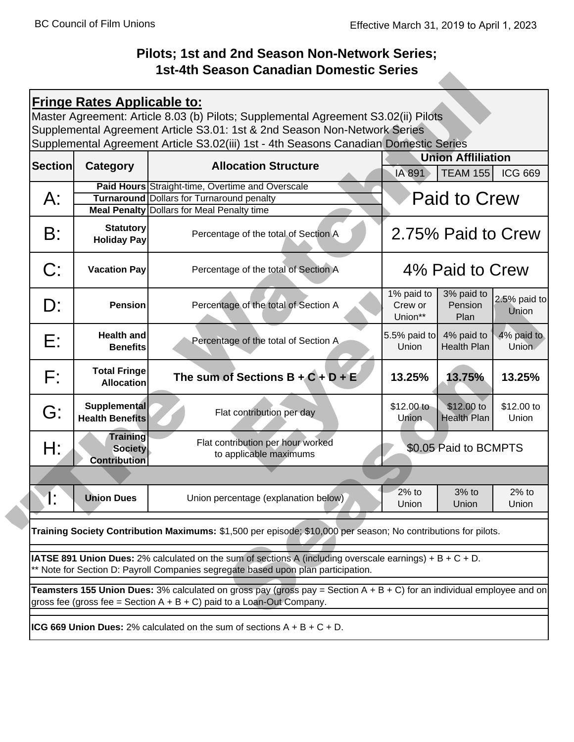BC Council of Film Unions

Effective March 31, 2019 to April 1, 2023

# Pilots; 1st and 2nd Season Non-Network Series; 1st-4th Season Canadian Domestic Series

**Fringe Rates Applicable to:**
Master Agreement: Article 8.03 (b) Pilots; Supplemental Agreement S3.02(ii) Pilots
Supplemental Agreement Article S3.01: 1st & 2nd Season Non-Network Series
Supplemental Agreement Article S3.02(iii) 1st - 4th Seasons Canadian Domestic Series

| Section | Category | Allocation Structure | Union Affiliation | | |
|---|---|---|---|---|---|
| | | | IA 891 | TEAM 155 | ICG 669 |
| A: | Paid Hours | Straight-time, Overtime and Overscale | Paid to Crew | | |
| | Turnaround | Dollars for Turnaround penalty | | | |
| | Meal Penalty | Dollars for Meal Penalty time | | | |
| B: | Statutory Holiday Pay | Percentage of the total of Section A | 2.75% Paid to Crew | | |
| C: | Vacation Pay | Percentage of the total of Section A | 4% Paid to Crew | | |
| D: | Pension | Percentage of the total of Section A | 1% paid to Crew or Union** | 3% paid to Pension Plan | 2.5% paid to Union |
| E: | Health and Benefits | Percentage of the total of Section A | 5.5% paid to Union | 4% paid to Health Plan | 4% paid to Union |
| F: | Total Fringe Allocation | **The sum of Sections B + C + D + E** | **13.25%** | **13.75%** | **13.25%** |
| G: | Supplemental Health Benefits | Flat contribution per day | $12.00 to Union | $12.00 to Health Plan | $12.00 to Union |
| H: | Training Society Contribution | Flat contribution per hour worked to applicable maximums | $0.05 Paid to BCMPTS | | |
| I: | Union Dues | Union percentage (explanation below) | 2% to Union | 3% to Union | 2% to Union |

**Training Society Contribution Maximums:** $1,500 per episode; $10,000 per season; No contributions for pilots.

**IATSE 891 Union Dues:** 2% calculated on the sum of sections A (including overscale earnings) + B + C + D.
** Note for Section D: Payroll Companies segregate based upon plan participation.

**Teamsters 155 Union Dues:** 3% calculated on gross pay (gross pay = Section A + B + C) for an individual employee and on gross fee (gross fee = Section A + B + C) paid to a Loan-Out Company.

**ICG 669 Union Dues:** 2% calculated on the sum of sections A + B + C + D.